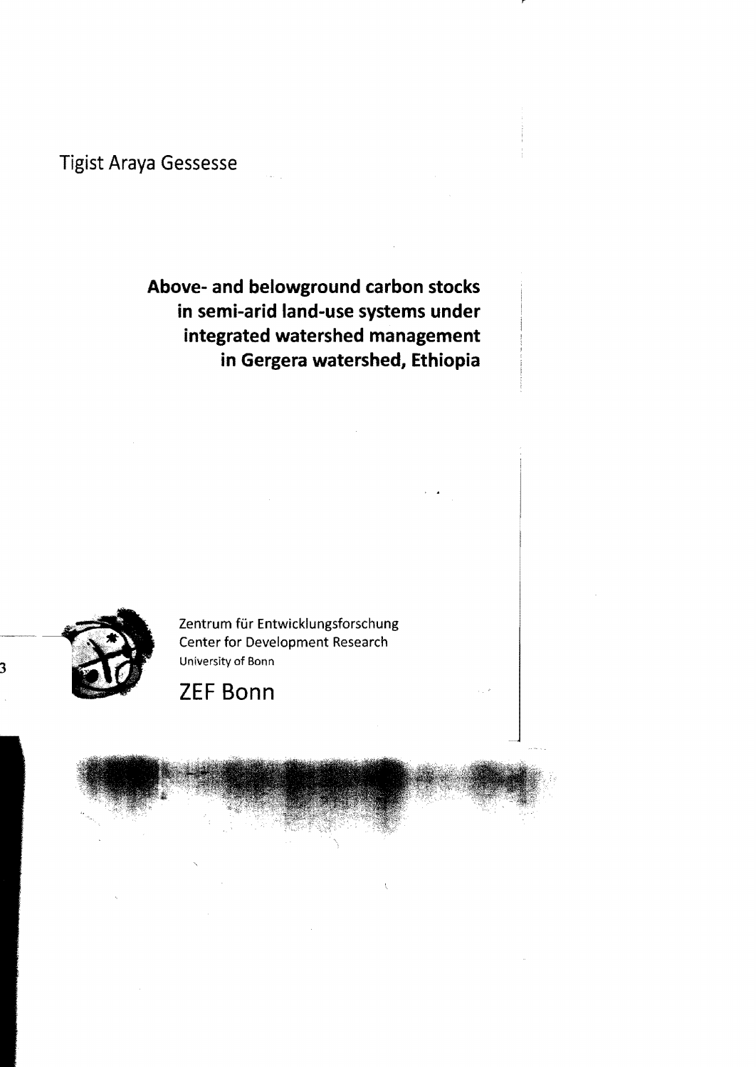Tigist Araya Gessesse

# Above- and belowground carbon stocks in semi-arid land-use systems under integrated watershed management in Gergera watershed, Ethiopia

Zentrum für Entwicklungsforschung
Center for Development Research
University of Bonn

ZEF Bonn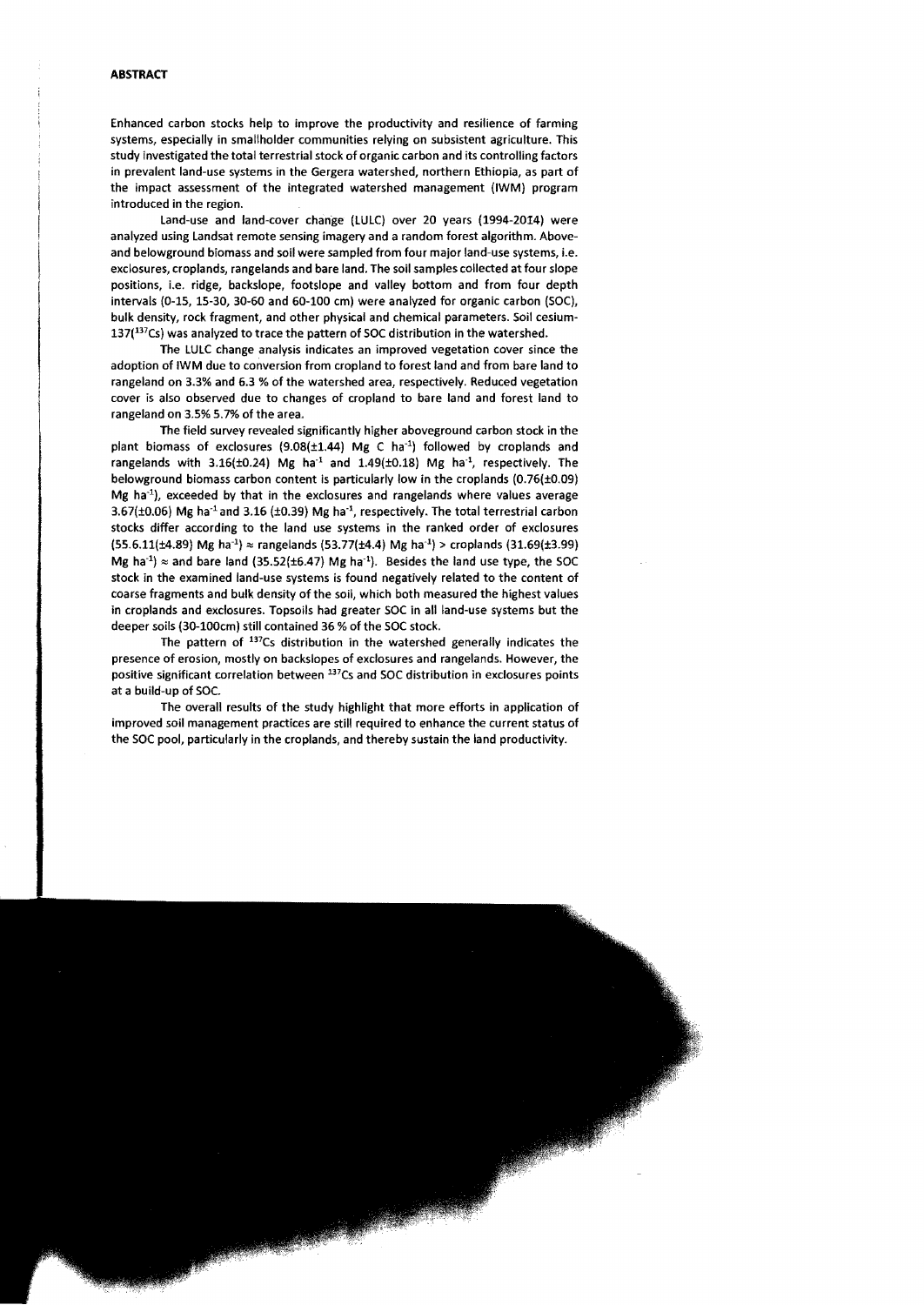## ABSTRACT

Enhanced carbon stocks help to improve the productivity and resilience of farming systems, especially in smallholder communities relying on subsistent agriculture. This study investigated the total terrestrial stock of organic carbon and its controlling factors in prevalent land-use systems in the Gergera watershed, northern Ethiopia, as part of the impact assessment of the integrated watershed management (IWM) program introduced in the region.

Land-use and land-cover change (LULC) over 20 years (1994-2014) were analyzed using Landsat remote sensing imagery and a random forest algorithm. Above- and belowground biomass and soil were sampled from four major land-use systems, i.e. exclosures, croplands, rangelands and bare land. The soil samples collected at four slope positions, i.e. ridge, backslope, footslope and valley bottom and from four depth intervals (0-15, 15-30, 30-60 and 60-100 cm) were analyzed for organic carbon (SOC), bulk density, rock fragment, and other physical and chemical parameters. Soil cesium-137($^{137}$Cs) was analyzed to trace the pattern of SOC distribution in the watershed.

The LULC change analysis indicates an improved vegetation cover since the adoption of IWM due to conversion from cropland to forest land and from bare land to rangeland on 3.3% and 6.3 % of the watershed area, respectively. Reduced vegetation cover is also observed due to changes of cropland to bare land and forest land to rangeland on 3.5% 5.7% of the area.

The field survey revealed significantly higher aboveground carbon stock in the plant biomass of exclosures (9.08(±1.44) Mg C ha$^{-1}$) followed by croplands and rangelands with 3.16(±0.24) Mg ha$^{-1}$ and 1.49(±0.18) Mg ha$^{-1}$, respectively. The belowground biomass carbon content is particularly low in the croplands (0.76(±0.09) Mg ha$^{-1}$), exceeded by that in the exclosures and rangelands where values average 3.67(±0.06) Mg ha$^{-1}$ and 3.16 (±0.39) Mg ha$^{-1}$, respectively. The total terrestrial carbon stocks differ according to the land use systems in the ranked order of exclosures (55.6.11(±4.89) Mg ha$^{-1}$) ≈ rangelands (53.77(±4.4) Mg ha$^{-1}$) > croplands (31.69(±3.99) Mg ha$^{-1}$) ≈ and bare land (35.52(±6.47) Mg ha$^{-1}$). Besides the land use type, the SOC stock in the examined land-use systems is found negatively related to the content of coarse fragments and bulk density of the soil, which both measured the highest values in croplands and exclosures. Topsoils had greater SOC in all land-use systems but the deeper soils (30-100cm) still contained 36 % of the SOC stock.

The pattern of $^{137}$Cs distribution in the watershed generally indicates the presence of erosion, mostly on backslopes of exclosures and rangelands. However, the positive significant correlation between $^{137}$Cs and SOC distribution in exclosures points at a build-up of SOC.

The overall results of the study highlight that more efforts in application of improved soil management practices are still required to enhance the current status of the SOC pool, particularly in the croplands, and thereby sustain the land productivity.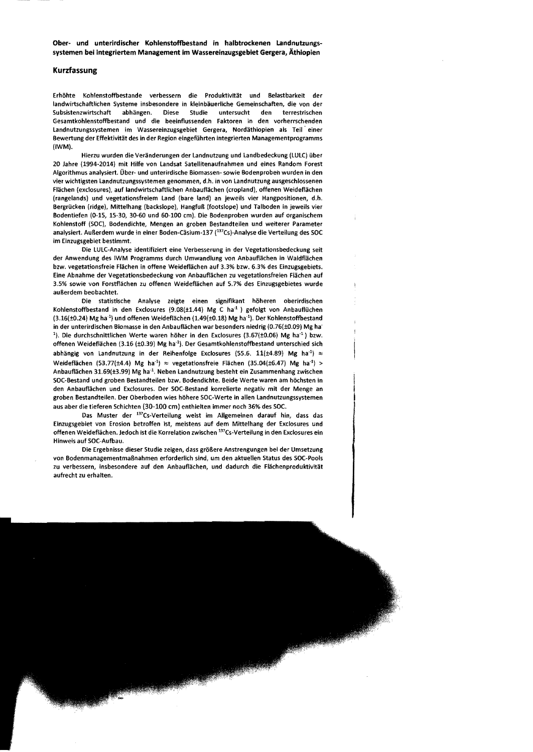**Ober- und unterirdischer Kohlenstoffbestand in halbtrockenen Landnutzungssystemen bei integriertem Management im Wassereinzugsgebiet Gergera, Äthiopien**

## Kurzfassung

Erhöhte Kohlenstoffbestande verbessern die Produktivität und Belastbarkeit der landwirtschaftlichen Systeme insbesondere in kleinbäuerliche Gemeinschaften, die von der Subsistenzwirtschaft abhängen. Diese Studie untersucht den terrestrischen Gesamtkohlenstoffbestand und die beeinflussenden Faktoren in den vorherrschenden Landnutzungssystemen im Wassereinzugsgebiet Gergera, Nordäthiopien als Teil einer Bewertung der Effektivität des in der Region eingeführten integrierten Managementprogramms (IWM).

Hierzu wurden die Veränderungen der Landnutzung und Landbedeckung (LULC) über 20 Jahre (1994-2014) mit Hilfe von Landsat Satellitenaufnahmen und eines Random Forest Algorithmus analysiert. Über- und unterirdische Biomassen- sowie Bodenproben wurden in den vier wichtigsten Landnutzungssystemen genommen, d.h. in von Landnutzung ausgeschlossenen Flächen (exclosures), auf landwirtschaftlichen Anbauflächen (cropland), offenen Weideflächen (rangelands) und vegetationsfreiem Land (bare land) an jeweils vier Hangpositionen, d.h. Bergrücken (ridge), Mittelhang (backslope), Hangfuß (footslope) und Talboden in jeweils vier Bodentiefen (0-15, 15-30, 30-60 und 60-100 cm). Die Bodenproben wurden auf organischem Kohlenstoff (SOC), Bodendichte, Mengen an groben Bestandteilen und weiterer Parameter analysiert. Außerdem wurde in einer Boden-Cäsium-137 ($^{137}Cs$)-Analyse die Verteilung des SOC im Einzugsgebiet bestimmt.

Die LULC-Analyse identifiziert eine Verbesserung in der Vegetationsbedeckung seit der Anwendung des IWM Programms durch Umwandlung von Anbauflächen in Waldflächen bzw. vegetationsfreie Flächen in offene Weideflächen auf 3.3% bzw. 6.3% des Einzugsgebiets. Eine Abnahme der Vegetationsbedeckung von Anbauflächen zu vegetationsfreien Flächen auf 3.5% sowie von Forstflächen zu offenen Weideflächen auf 5.7% des Einzugsgebietes wurde außerdem beobachtet.

Die statistische Analyse zeigte einen signifikant höheren oberirdischen Kohlenstoffbestand in den Exclosures (9.08(±1.44) Mg C ha$^{-1}$ ) gefolgt von Anbauflächen (3.16(±0.24) Mg ha$^{-1}$) und offenen Weideflächen (1.49(±0.18) Mg ha$^{-1}$). Der Kohlenstoffbestand in der unterirdischen Biomasse in den Anbauflächen war besonders niedrig (0.76(±0.09) Mg ha$^{-1}$). Die durchschnittlichen Werte waren höher in den Exclosures (3.67(±0.06) Mg ha$^{-1}$) bzw. offenen Weideflächen (3.16 (±0.39) Mg ha$^{-1}$). Der Gesamtkohlenstoffbestand unterschied sich abhängig von Landnutzung in der Reihenfolge Exclosures (55.6. 11(±4.89) Mg ha$^{-1}$) ≈ Weideflächen (53.77(±4.4) Mg ha$^{-1}$) ≈ vegetationsfreie Flächen (35.04(±6.47) Mg ha$^{-1}$) > Anbauflächen 31.69(±3.99) Mg ha$^{-1}$. Neben Landnutzung besteht ein Zusammenhang zwischen SOC-Bestand und groben Bestandteilen bzw. Bodendichte. Beide Werte waren am höchsten in den Anbauflächen und Exclosures. Der SOC-Bestand korrelierte negativ mit der Menge an groben Bestandteilen. Der Oberboden wies höhere SOC-Werte in allen Landnutzungssystemen aus aber die tieferen Schichten (30-100 cm) enthielten immer noch 36% des SOC.

Das Muster der $^{137}Cs$-Verteilung weist im Allgemeinen darauf hin, dass das Einzugsgebiet von Erosion betroffen ist, meistens auf dem Mittelhang der Exclosures und offenen Weideflächen. Jedoch ist die Korrelation zwischen $^{137}Cs$-Verteilung in den Exclosures ein Hinweis auf SOC-Aufbau.

Die Ergebnisse dieser Studie zeigen, dass größere Anstrengungen bei der Umsetzung von Bodenmanagementmaßnahmen erforderlich sind, um den aktuellen Status des SOC-Pools zu verbessern, insbesondere auf den Anbauflächen, und dadurch die Flächenproduktivität aufrecht zu erhalten.